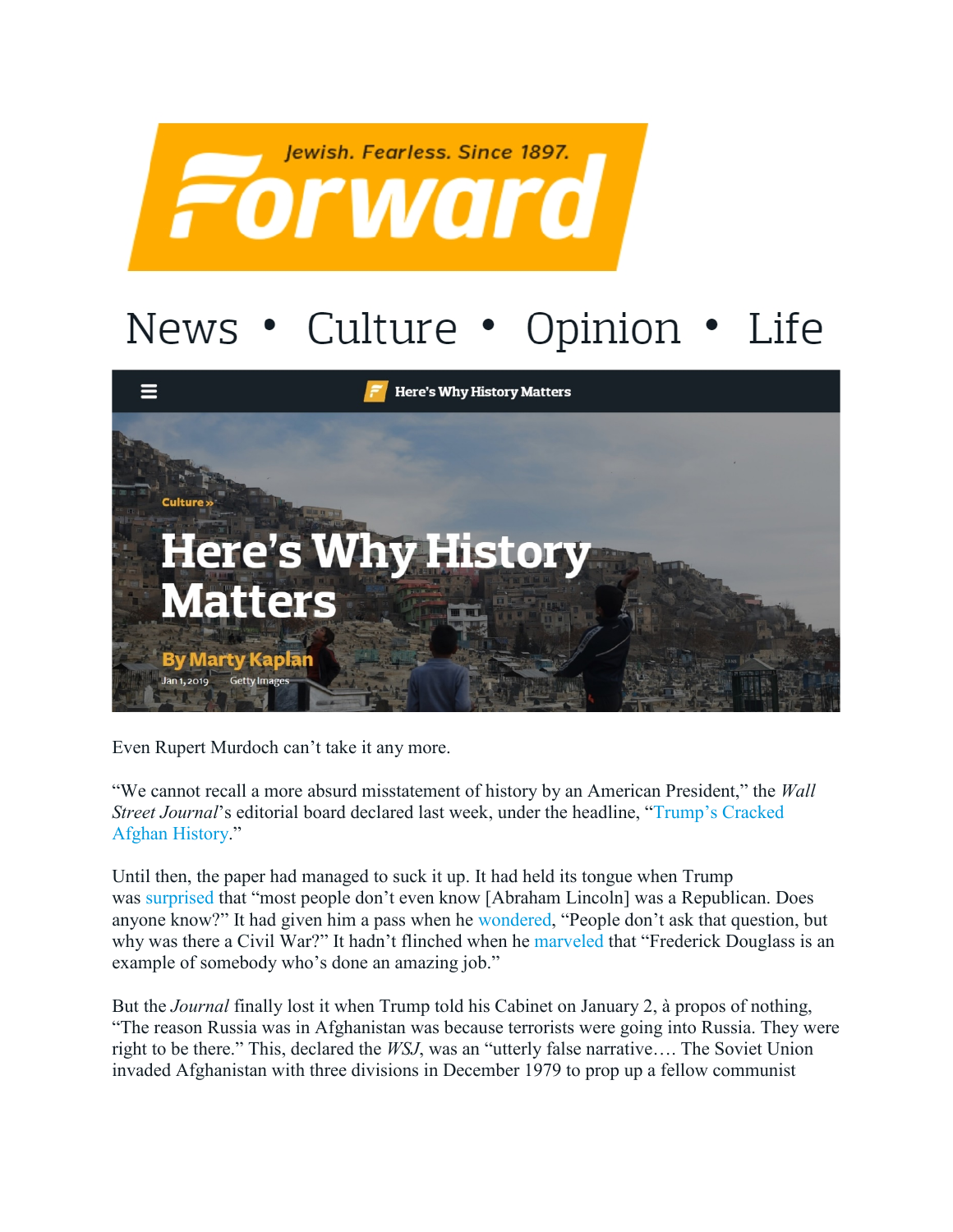Jewish. Fearless. Since 1897.

Forward

News • Culture • Opinion • Life

Here's Why History Matters

Culture »

# Here's Why History Matters

**By Marty Kaplan**

Jan 1, 2019 Getty Images

Even Rupert Murdoch can't take it any more.

"We cannot recall a more absurd misstatement of history by an American President," the *Wall Street Journal*'s editorial board declared last week, under the headline, "Trump's Cracked Afghan History."

Until then, the paper had managed to suck it up. It had held its tongue when Trump was surprised that "most people don't even know [Abraham Lincoln] was a Republican. Does anyone know?" It had given him a pass when he wondered, "People don't ask that question, but why was there a Civil War?" It hadn't flinched when he marveled that "Frederick Douglass is an example of somebody who's done an amazing job."

But the *Journal* finally lost it when Trump told his Cabinet on January 2, à propos of nothing, "The reason Russia was in Afghanistan was because terrorists were going into Russia. They were right to be there." This, declared the *WSJ*, was an "utterly false narrative…. The Soviet Union invaded Afghanistan with three divisions in December 1979 to prop up a fellow communist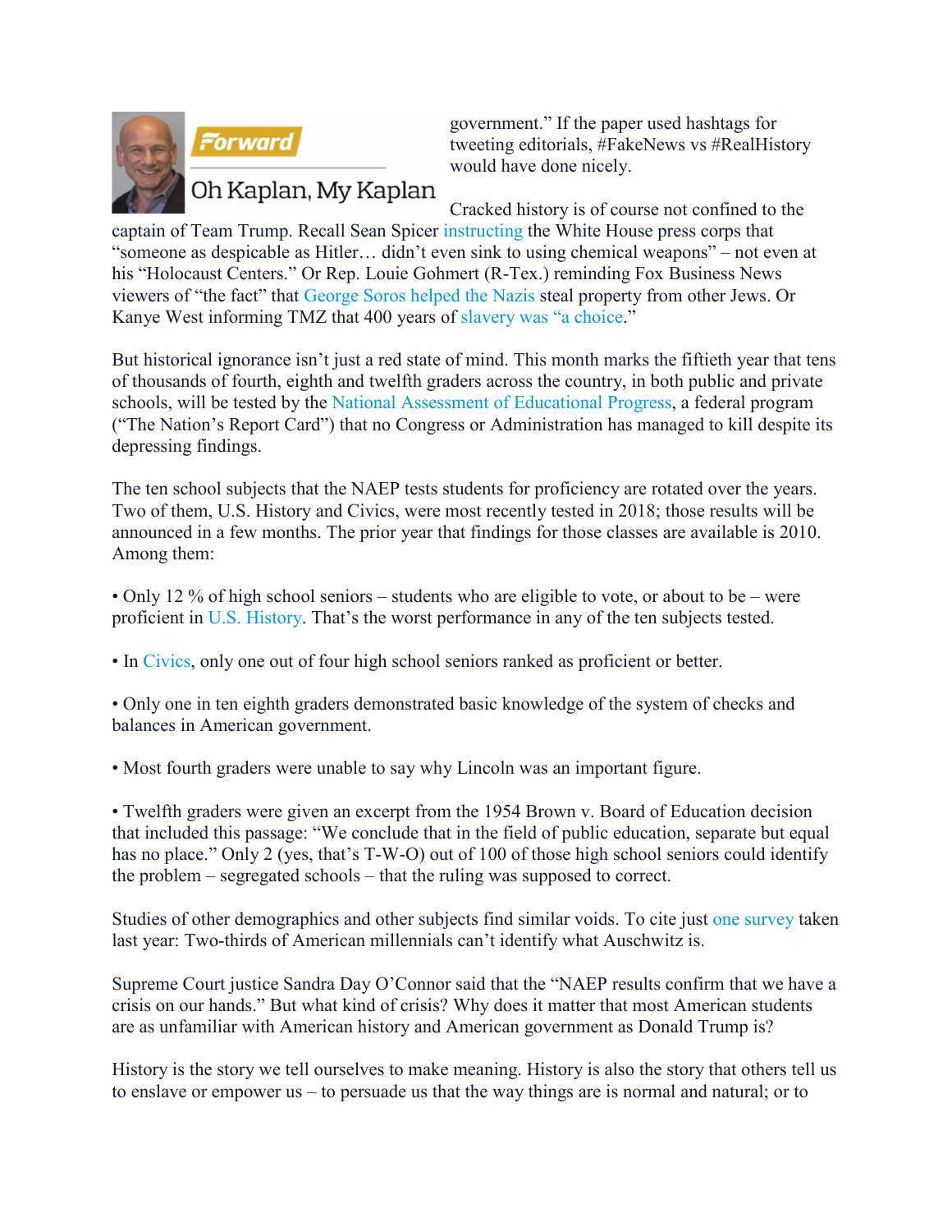government.” If the paper used hashtags for tweeting editorials, #FakeNews vs #RealHistory would have done nicely.

Cracked history is of course not confined to the captain of Team Trump. Recall Sean Spicer instructing the White House press corps that “someone as despicable as Hitler… didn’t even sink to using chemical weapons” – not even at his “Holocaust Centers.” Or Rep. Louie Gohmert (R-Tex.) reminding Fox Business News viewers of “the fact” that George Soros helped the Nazis steal property from other Jews. Or Kanye West informing TMZ that 400 years of slavery was “a choice.”

But historical ignorance isn’t just a red state of mind. This month marks the fiftieth year that tens of thousands of fourth, eighth and twelfth graders across the country, in both public and private schools, will be tested by the National Assessment of Educational Progress, a federal program (“The Nation’s Report Card”) that no Congress or Administration has managed to kill despite its depressing findings.

The ten school subjects that the NAEP tests students for proficiency are rotated over the years. Two of them, U.S. History and Civics, were most recently tested in 2018; those results will be announced in a few months. The prior year that findings for those classes are available is 2010. Among them:

- Only 12 % of high school seniors – students who are eligible to vote, or about to be – were proficient in U.S. History. That’s the worst performance in any of the ten subjects tested.

- In Civics, only one out of four high school seniors ranked as proficient or better.

- Only one in ten eighth graders demonstrated basic knowledge of the system of checks and balances in American government.

- Most fourth graders were unable to say why Lincoln was an important figure.

- Twelfth graders were given an excerpt from the 1954 Brown v. Board of Education decision that included this passage: “We conclude that in the field of public education, separate but equal has no place.” Only 2 (yes, that’s T-W-O) out of 100 of those high school seniors could identify the problem – segregated schools – that the ruling was supposed to correct.

Studies of other demographics and other subjects find similar voids. To cite just one survey taken last year: Two-thirds of American millennials can’t identify what Auschwitz is.

Supreme Court justice Sandra Day O’Connor said that the “NAEP results confirm that we have a crisis on our hands.” But what kind of crisis? Why does it matter that most American students are as unfamiliar with American history and American government as Donald Trump is?

History is the story we tell ourselves to make meaning. History is also the story that others tell us to enslave or empower us – to persuade us that the way things are is normal and natural; or to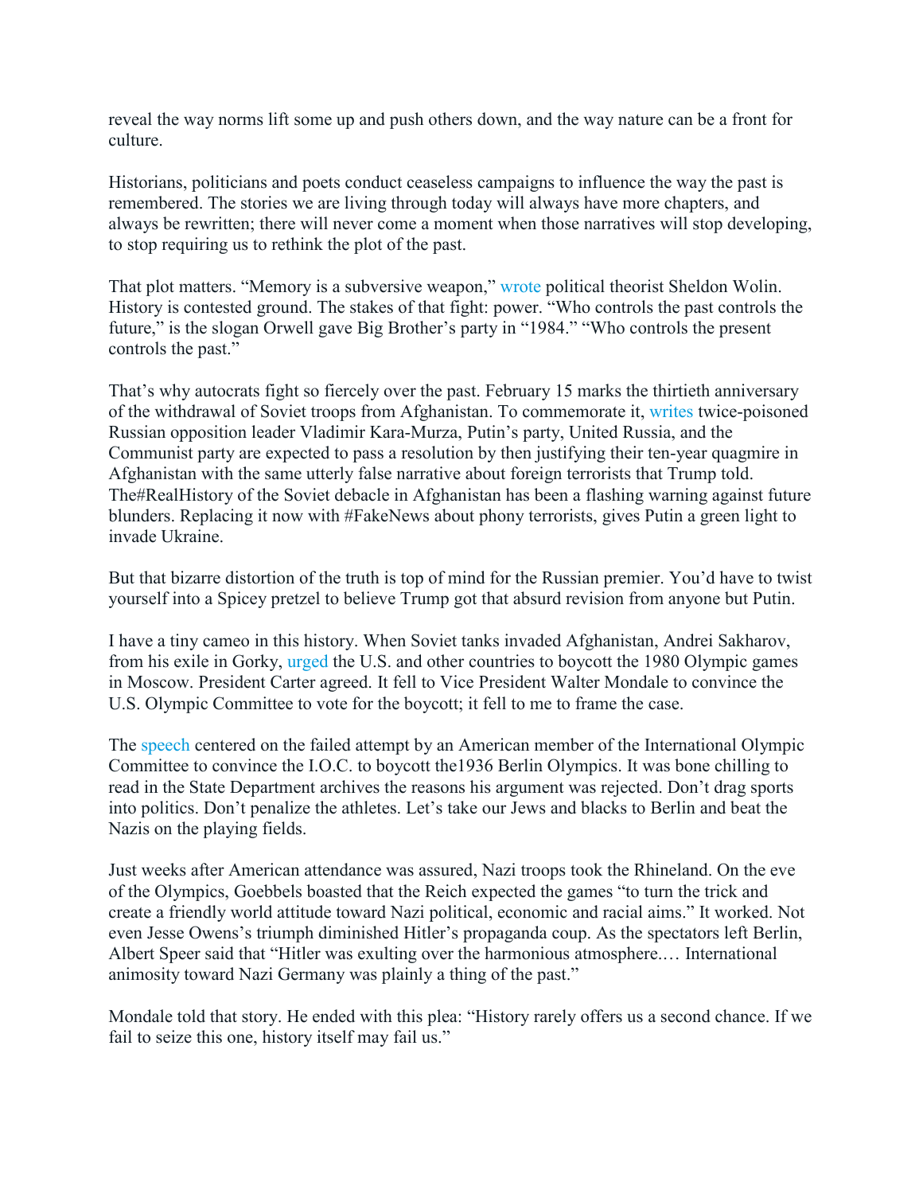reveal the way norms lift some up and push others down, and the way nature can be a front for culture.

Historians, politicians and poets conduct ceaseless campaigns to influence the way the past is remembered. The stories we are living through today will always have more chapters, and always be rewritten; there will never come a moment when those narratives will stop developing, to stop requiring us to rethink the plot of the past.

That plot matters. "Memory is a subversive weapon," wrote political theorist Sheldon Wolin. History is contested ground. The stakes of that fight: power. "Who controls the past controls the future," is the slogan Orwell gave Big Brother's party in "1984." "Who controls the present controls the past."

That's why autocrats fight so fiercely over the past. February 15 marks the thirtieth anniversary of the withdrawal of Soviet troops from Afghanistan. To commemorate it, writes twice-poisoned Russian opposition leader Vladimir Kara-Murza, Putin's party, United Russia, and the Communist party are expected to pass a resolution by then justifying their ten-year quagmire in Afghanistan with the same utterly false narrative about foreign terrorists that Trump told. The#RealHistory of the Soviet debacle in Afghanistan has been a flashing warning against future blunders. Replacing it now with #FakeNews about phony terrorists, gives Putin a green light to invade Ukraine.

But that bizarre distortion of the truth is top of mind for the Russian premier. You'd have to twist yourself into a Spicey pretzel to believe Trump got that absurd revision from anyone but Putin.

I have a tiny cameo in this history. When Soviet tanks invaded Afghanistan, Andrei Sakharov, from his exile in Gorky, urged the U.S. and other countries to boycott the 1980 Olympic games in Moscow. President Carter agreed. It fell to Vice President Walter Mondale to convince the U.S. Olympic Committee to vote for the boycott; it fell to me to frame the case.

The speech centered on the failed attempt by an American member of the International Olympic Committee to convince the I.O.C. to boycott the1936 Berlin Olympics. It was bone chilling to read in the State Department archives the reasons his argument was rejected. Don't drag sports into politics. Don't penalize the athletes. Let's take our Jews and blacks to Berlin and beat the Nazis on the playing fields.

Just weeks after American attendance was assured, Nazi troops took the Rhineland. On the eve of the Olympics, Goebbels boasted that the Reich expected the games "to turn the trick and create a friendly world attitude toward Nazi political, economic and racial aims." It worked. Not even Jesse Owens's triumph diminished Hitler's propaganda coup. As the spectators left Berlin, Albert Speer said that "Hitler was exulting over the harmonious atmosphere.… International animosity toward Nazi Germany was plainly a thing of the past."

Mondale told that story. He ended with this plea: "History rarely offers us a second chance. If we fail to seize this one, history itself may fail us."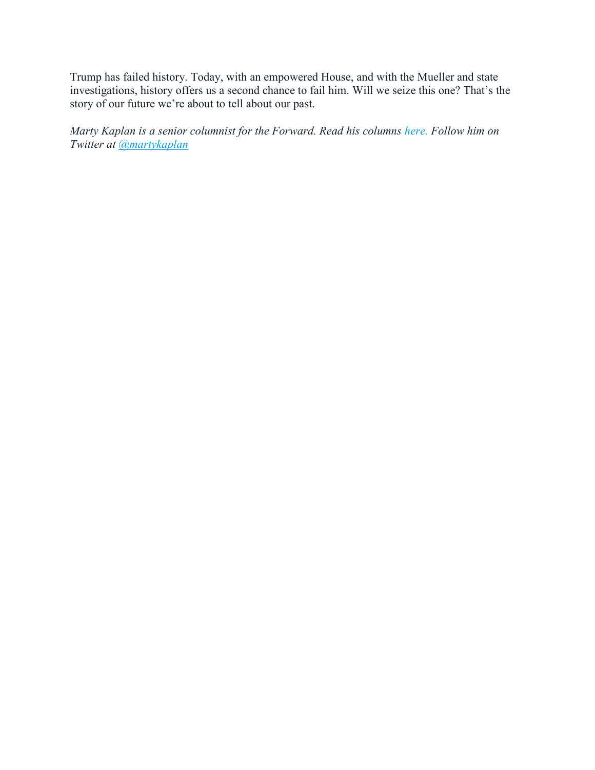Trump has failed history. Today, with an empowered House, and with the Mueller and state investigations, history offers us a second chance to fail him. Will we seize this one? That's the story of our future we're about to tell about our past.

*Marty Kaplan is a senior columnist for the Forward. Read his columns here. Follow him on Twitter at @martykaplan*